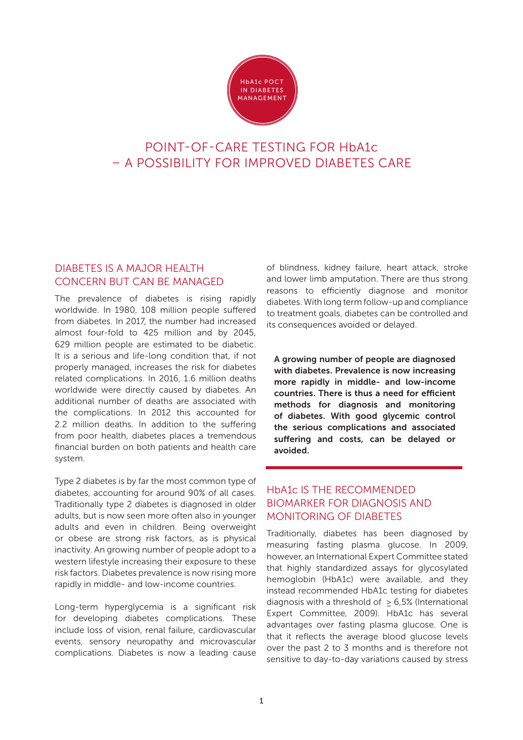HbA1c POCT IN DIABETES MANAGEMENT

# POINT-OF-CARE TESTING FOR HbA1c – A POSSIBILITY FOR IMPROVED DIABETES CARE

## DIABETES IS A MAJOR HEALTH CONCERN BUT CAN BE MANAGED

The prevalence of diabetes is rising rapidly worldwide. In 1980, 108 million people suffered from diabetes. In 2017, the number had increased almost four-fold to 425 million and by 2045, 629 million people are estimated to be diabetic. It is a serious and life-long condition that, if not properly managed, increases the risk for diabetes related complications. In 2016, 1.6 million deaths worldwide were directly caused by diabetes. An additional number of deaths are associated with the complications. In 2012 this accounted for 2.2 million deaths. In addition to the suffering from poor health, diabetes places a tremendous financial burden on both patients and health care system.

Type 2 diabetes is by far the most common type of diabetes, accounting for around 90% of all cases. Traditionally type 2 diabetes is diagnosed in older adults, but is now seen more often also in younger adults and even in children. Being overweight or obese are strong risk factors, as is physical inactivity. An growing number of people adopt to a western lifestyle increasing their exposure to these risk factors. Diabetes prevalence is now rising more rapidly in middle- and low-income countries.

Long-term hyperglycemia is a significant risk for developing diabetes complications. These include loss of vision, renal failure, cardiovascular events, sensory neuropathy and microvascular complications. Diabetes is now a leading cause of blindness, kidney failure, heart attack, stroke and lower limb amputation. There are thus strong reasons to efficiently diagnose and monitor diabetes. With long term follow-up and compliance to treatment goals, diabetes can be controlled and its consequences avoided or delayed.

**A growing number of people are diagnosed with diabetes. Prevalence is now increasing more rapidly in middle- and low-income countries. There is thus a need for efficient methods for diagnosis and monitoring of diabetes. With good glycemic control the serious complications and associated suffering and costs, can be delayed or avoided.**

## HbA1c IS THE RECOMMENDED BIOMARKER FOR DIAGNOSIS AND MONITORING OF DIABETES

Traditionally, diabetes has been diagnosed by measuring fasting plasma glucose. In 2009, however, an International Expert Committee stated that highly standardized assays for glycosylated hemoglobin (HbA1c) were available, and they instead recommended HbA1c testing for diabetes diagnosis with a threshold of $\geq$ 6,5% (International Expert Committee, 2009). HbA1c has several advantages over fasting plasma glucose. One is that it reflects the average blood glucose levels over the past 2 to 3 months and is therefore not sensitive to day-to-day variations caused by stress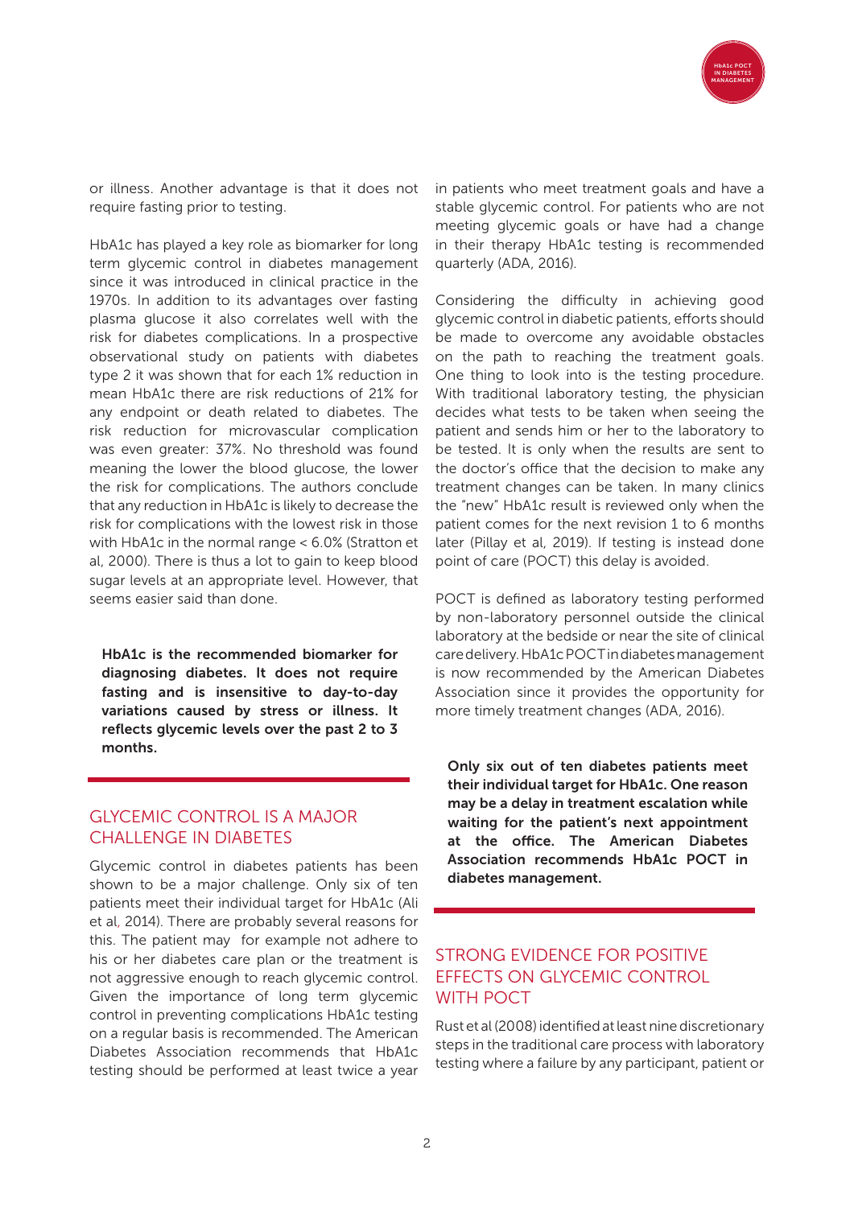or illness. Another advantage is that it does not require fasting prior to testing.

HbA1c has played a key role as biomarker for long term glycemic control in diabetes management since it was introduced in clinical practice in the 1970s. In addition to its advantages over fasting plasma glucose it also correlates well with the risk for diabetes complications. In a prospective observational study on patients with diabetes type 2 it was shown that for each 1% reduction in mean HbA1c there are risk reductions of 21% for any endpoint or death related to diabetes. The risk reduction for microvascular complication was even greater: 37%. No threshold was found meaning the lower the blood glucose, the lower the risk for complications. The authors conclude that any reduction in HbA1c is likely to decrease the risk for complications with the lowest risk in those with HbA1c in the normal range < 6.0% (Stratton et al, 2000). There is thus a lot to gain to keep blood sugar levels at an appropriate level. However, that seems easier said than done.

**HbA1c is the recommended biomarker for diagnosing diabetes. It does not require fasting and is insensitive to day-to-day variations caused by stress or illness. It reflects glycemic levels over the past 2 to 3 months.**

## GLYCEMIC CONTROL IS A MAJOR CHALLENGE IN DIABETES

Glycemic control in diabetes patients has been shown to be a major challenge. Only six of ten patients meet their individual target for HbA1c (Ali et al, 2014). There are probably several reasons for this. The patient may for example not adhere to his or her diabetes care plan or the treatment is not aggressive enough to reach glycemic control. Given the importance of long term glycemic control in preventing complications HbA1c testing on a regular basis is recommended. The American Diabetes Association recommends that HbA1c testing should be performed at least twice a year in patients who meet treatment goals and have a stable glycemic control. For patients who are not meeting glycemic goals or have had a change in their therapy HbA1c testing is recommended quarterly (ADA, 2016).

Considering the difficulty in achieving good glycemic control in diabetic patients, efforts should be made to overcome any avoidable obstacles on the path to reaching the treatment goals. One thing to look into is the testing procedure. With traditional laboratory testing, the physician decides what tests to be taken when seeing the patient and sends him or her to the laboratory to be tested. It is only when the results are sent to the doctor's office that the decision to make any treatment changes can be taken. In many clinics the "new" HbA1c result is reviewed only when the patient comes for the next revision 1 to 6 months later (Pillay et al, 2019). If testing is instead done point of care (POCT) this delay is avoided.

POCT is defined as laboratory testing performed by non-laboratory personnel outside the clinical laboratory at the bedside or near the site of clinical care delivery. HbA1c POCT in diabetes management is now recommended by the American Diabetes Association since it provides the opportunity for more timely treatment changes (ADA, 2016).

**Only six out of ten diabetes patients meet their individual target for HbA1c. One reason may be a delay in treatment escalation while waiting for the patient's next appointment at the office. The American Diabetes Association recommends HbA1c POCT in diabetes management.**

## STRONG EVIDENCE FOR POSITIVE EFFECTS ON GLYCEMIC CONTROL WITH POCT

Rust et al (2008) identified at least nine discretionary steps in the traditional care process with laboratory testing where a failure by any participant, patient or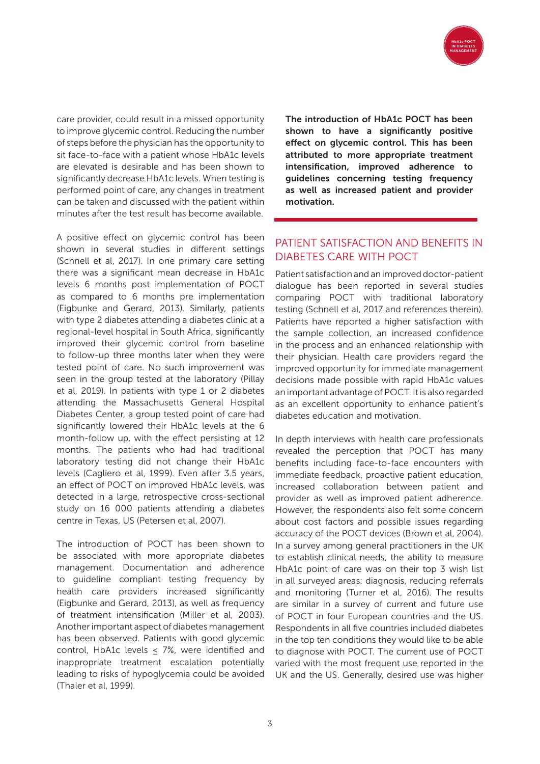care provider, could result in a missed opportunity to improve glycemic control. Reducing the number of steps before the physician has the opportunity to sit face-to-face with a patient whose HbA1c levels are elevated is desirable and has been shown to significantly decrease HbA1c levels. When testing is performed point of care, any changes in treatment can be taken and discussed with the patient within minutes after the test result has become available.

A positive effect on glycemic control has been shown in several studies in different settings (Schnell et al, 2017). In one primary care setting there was a significant mean decrease in HbA1c levels 6 months post implementation of POCT as compared to 6 months pre implementation (Eigbunke and Gerard, 2013). Similarly, patients with type 2 diabetes attending a diabetes clinic at a regional-level hospital in South Africa, significantly improved their glycemic control from baseline to follow-up three months later when they were tested point of care. No such improvement was seen in the group tested at the laboratory (Pillay et al, 2019). In patients with type 1 or 2 diabetes attending the Massachusetts General Hospital Diabetes Center, a group tested point of care had significantly lowered their HbA1c levels at the 6 month-follow up, with the effect persisting at 12 months. The patients who had had traditional laboratory testing did not change their HbA1c levels (Cagliero et al, 1999). Even after 3.5 years, an effect of POCT on improved HbA1c levels, was detected in a large, retrospective cross-sectional study on 16 000 patients attending a diabetes centre in Texas, US (Petersen et al, 2007).

The introduction of POCT has been shown to be associated with more appropriate diabetes management. Documentation and adherence to guideline compliant testing frequency by health care providers increased significantly (Eigbunke and Gerard, 2013), as well as frequency of treatment intensification (Miller et al, 2003). Another important aspect of diabetes management has been observed. Patients with good glycemic control, HbA1c levels $\leq$ 7%, were identified and inappropriate treatment escalation potentially leading to risks of hypoglycemia could be avoided (Thaler et al, 1999).

**The introduction of HbA1c POCT has been shown to have a significantly positive effect on glycemic control. This has been attributed to more appropriate treatment intensification, improved adherence to guidelines concerning testing frequency as well as increased patient and provider motivation.**

## PATIENT SATISFACTION AND BENEFITS IN DIABETES CARE WITH POCT

Patient satisfaction and an improved doctor-patient dialogue has been reported in several studies comparing POCT with traditional laboratory testing (Schnell et al, 2017 and references therein). Patients have reported a higher satisfaction with the sample collection, an increased confidence in the process and an enhanced relationship with their physician. Health care providers regard the improved opportunity for immediate management decisions made possible with rapid HbA1c values an important advantage of POCT. It is also regarded as an excellent opportunity to enhance patient's diabetes education and motivation.

In depth interviews with health care professionals revealed the perception that POCT has many benefits including face-to-face encounters with immediate feedback, proactive patient education, increased collaboration between patient and provider as well as improved patient adherence. However, the respondents also felt some concern about cost factors and possible issues regarding accuracy of the POCT devices (Brown et al, 2004). In a survey among general practitioners in the UK to establish clinical needs, the ability to measure HbA1c point of care was on their top 3 wish list in all surveyed areas: diagnosis, reducing referrals and monitoring (Turner et al, 2016). The results are similar in a survey of current and future use of POCT in four European countries and the US. Respondents in all five countries included diabetes in the top ten conditions they would like to be able to diagnose with POCT. The current use of POCT varied with the most frequent use reported in the UK and the US. Generally, desired use was higher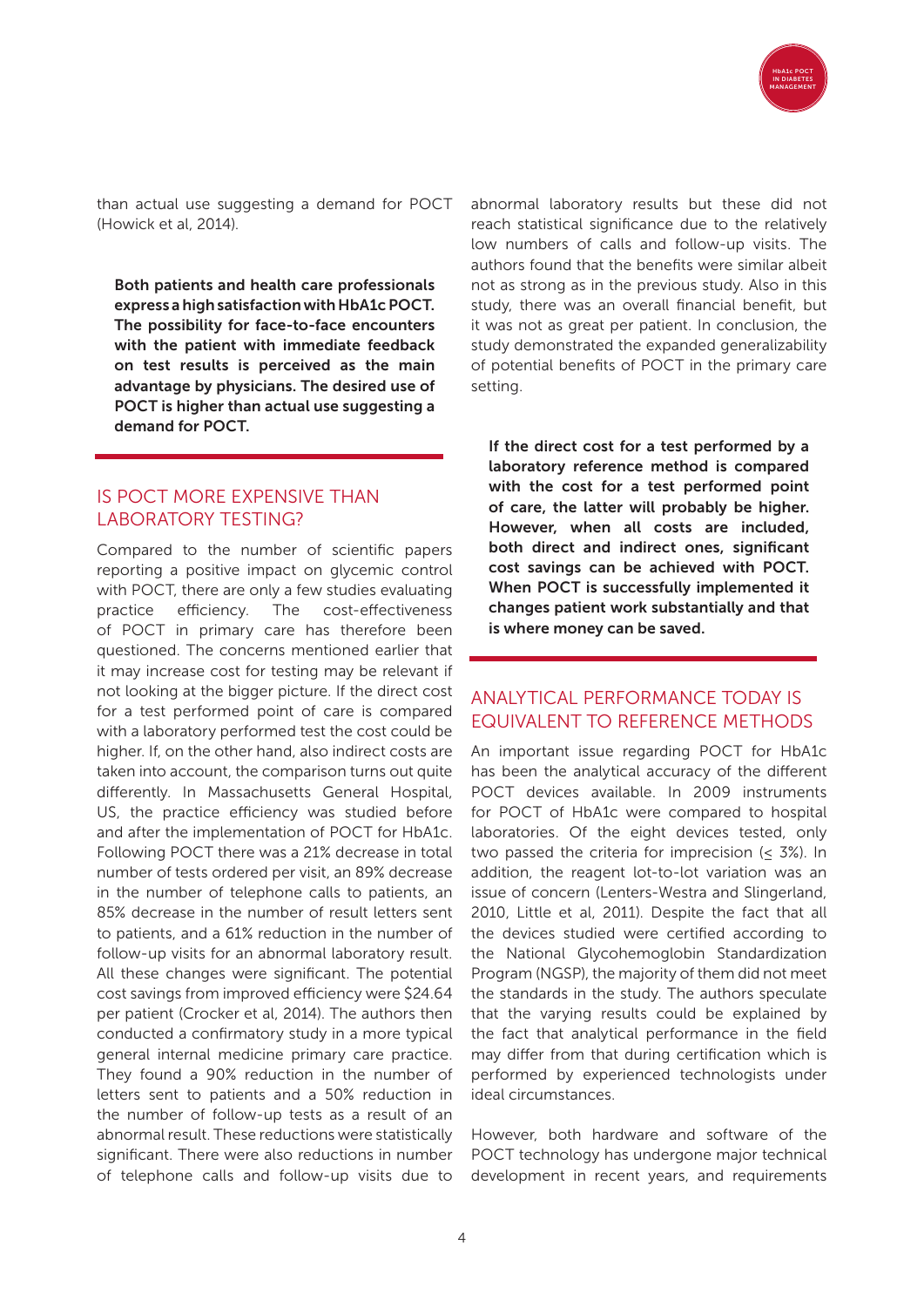than actual use suggesting a demand for POCT (Howick et al, 2014).

**Both patients and health care professionals express a high satisfaction with HbA1c POCT. The possibility for face-to-face encounters with the patient with immediate feedback on test results is perceived as the main advantage by physicians. The desired use of POCT is higher than actual use suggesting a demand for POCT.**

## IS POCT MORE EXPENSIVE THAN LABORATORY TESTING?

Compared to the number of scientific papers reporting a positive impact on glycemic control with POCT, there are only a few studies evaluating practice efficiency. The cost-effectiveness of POCT in primary care has therefore been questioned. The concerns mentioned earlier that it may increase cost for testing may be relevant if not looking at the bigger picture. If the direct cost for a test performed point of care is compared with a laboratory performed test the cost could be higher. If, on the other hand, also indirect costs are taken into account, the comparison turns out quite differently. In Massachusetts General Hospital, US, the practice efficiency was studied before and after the implementation of POCT for HbA1c. Following POCT there was a 21% decrease in total number of tests ordered per visit, an 89% decrease in the number of telephone calls to patients, an 85% decrease in the number of result letters sent to patients, and a 61% reduction in the number of follow-up visits for an abnormal laboratory result. All these changes were significant. The potential cost savings from improved efficiency were $24.64 per patient (Crocker et al, 2014). The authors then conducted a confirmatory study in a more typical general internal medicine primary care practice. They found a 90% reduction in the number of letters sent to patients and a 50% reduction in the number of follow-up tests as a result of an abnormal result. These reductions were statistically significant. There were also reductions in number of telephone calls and follow-up visits due to abnormal laboratory results but these did not reach statistical significance due to the relatively low numbers of calls and follow-up visits. The authors found that the benefits were similar albeit not as strong as in the previous study. Also in this study, there was an overall financial benefit, but it was not as great per patient. In conclusion, the study demonstrated the expanded generalizability of potential benefits of POCT in the primary care setting.

**If the direct cost for a test performed by a laboratory reference method is compared with the cost for a test performed point of care, the latter will probably be higher. However, when all costs are included, both direct and indirect ones, significant cost savings can be achieved with POCT. When POCT is successfully implemented it changes patient work substantially and that is where money can be saved.**

## ANALYTICAL PERFORMANCE TODAY IS EQUIVALENT TO REFERENCE METHODS

An important issue regarding POCT for HbA1c has been the analytical accuracy of the different POCT devices available. In 2009 instruments for POCT of HbA1c were compared to hospital laboratories. Of the eight devices tested, only two passed the criteria for imprecision (≤ 3%). In addition, the reagent lot-to-lot variation was an issue of concern (Lenters-Westra and Slingerland, 2010, Little et al, 2011). Despite the fact that all the devices studied were certified according to the National Glycohemoglobin Standardization Program (NGSP), the majority of them did not meet the standards in the study. The authors speculate that the varying results could be explained by the fact that analytical performance in the field may differ from that during certification which is performed by experienced technologists under ideal circumstances.

However, both hardware and software of the POCT technology has undergone major technical development in recent years, and requirements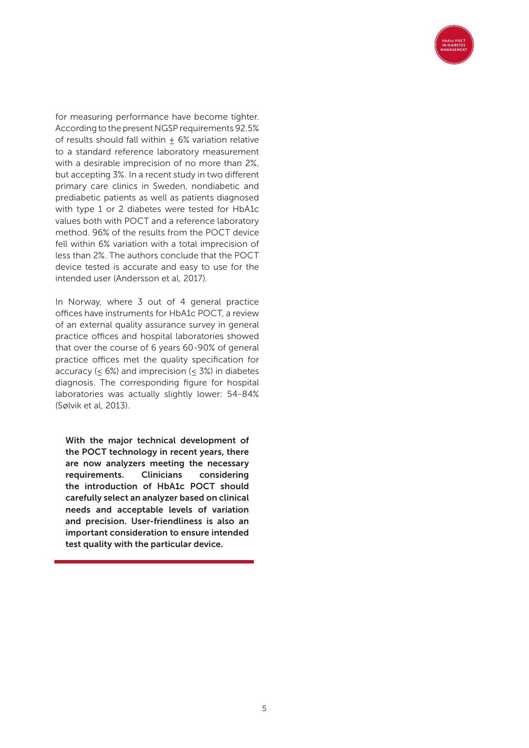for measuring performance have become tighter. According to the present NGSP requirements 92.5% of results should fall within ± 6% variation relative to a standard reference laboratory measurement with a desirable imprecision of no more than 2%, but accepting 3%. In a recent study in two different primary care clinics in Sweden, nondiabetic and prediabetic patients as well as patients diagnosed with type 1 or 2 diabetes were tested for HbA1c values both with POCT and a reference laboratory method. 96% of the results from the POCT device fell within 6% variation with a total imprecision of less than 2%. The authors conclude that the POCT device tested is accurate and easy to use for the intended user (Andersson et al, 2017).

In Norway, where 3 out of 4 general practice offices have instruments for HbA1c POCT, a review of an external quality assurance survey in general practice offices and hospital laboratories showed that over the course of 6 years 60-90% of general practice offices met the quality specification for accuracy (≤ 6%) and imprecision (≤ 3%) in diabetes diagnosis. The corresponding figure for hospital laboratories was actually slightly lower: 54-84% (Sølvik et al, 2013).

**With the major technical development of the POCT technology in recent years, there are now analyzers meeting the necessary requirements. Clinicians considering the introduction of HbA1c POCT should carefully select an analyzer based on clinical needs and acceptable levels of variation and precision. User-friendliness is also an important consideration to ensure intended test quality with the particular device.**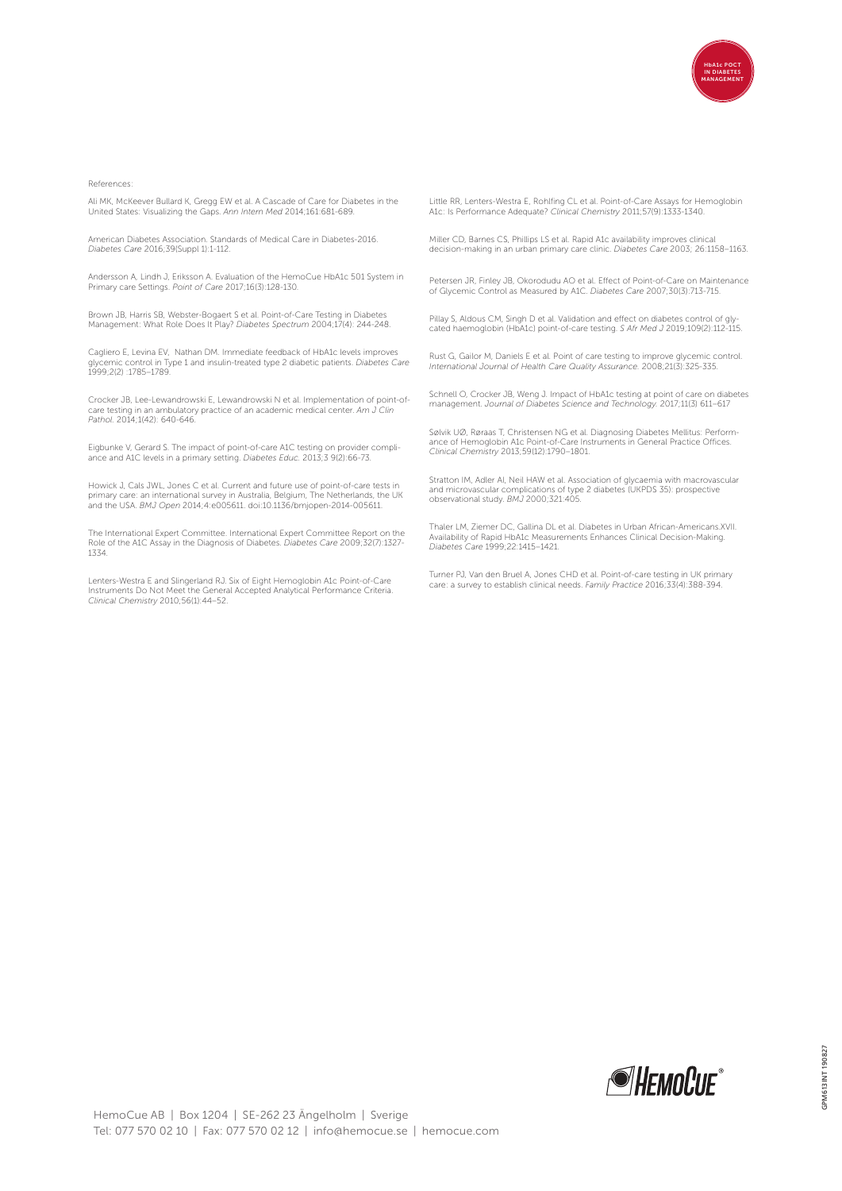References:

Ali MK, McKeever Bullard K, Gregg EW et al. A Cascade of Care for Diabetes in the United States: Visualizing the Gaps. *Ann Intern Med* 2014;161:681-689.

American Diabetes Association. Standards of Medical Care in Diabetes-2016. *Diabetes Care* 2016;39(Suppl 1):1-112.

Andersson A, Lindh J, Eriksson A. Evaluation of the HemoCue HbA1c 501 System in Primary Care Settings. *Point of Care* 2017;16(3):128-130.

Brown JB, Harris SB, Webster-Bogaert S et al. Point-of-Care Testing in Diabetes Management: What Role Does It Play? *Diabetes Spectrum* 2004;17(4): 244-248.

Cagliero E, Levina EV, Nathan DM. Immediate feedback of HbA1c levels improves glycemic control in Type 1 and insulin-treated type 2 diabetic patients. *Diabetes Care* 1999;2(2) :1785–1789.

Crocker JB, Lee-Lewandrowski E, Lewandrowski N et al. Implementation of point-of-care testing in an ambulatory practice of an academic medical center. *Am J Clin Pathol*. 2014;1(42): 640-646.

Eigbunke V, Gerard S. The impact of point-of-care A1C testing on provider compliance and A1C levels in a primary setting. *Diabetes Educ.* 2013;3 9(2):66-73.

Howick J, Cals JWL, Jones C et al. Current and future use of point-of-care tests in primary care: an international survey in Australia, Belgium, The Netherlands, the UK and the USA. *BMJ Open* 2014;4:e005611. doi:10.1136/bmjopen-2014-005611.

The International Expert Committee. International Expert Committee Report on the Role of the A1C Assay in the Diagnosis of Diabetes. *Diabetes Care* 2009;32(7):1327-1334.

Lenters-Westra E and Slingerland RJ. Six of Eight Hemoglobin A1c Point-of-Care Instruments Do Not Meet the General Accepted Analytical Performance Criteria. *Clinical Chemistry* 2010;56(1):44–52.

Little RR, Lenters-Westra E, Rohlfing CL et al. Point-of-Care Assays for Hemoglobin A1c: Is Performance Adequate? *Clinical Chemistry* 2011;57(9):1333-1340.

Miller CD, Barnes CS, Phillips LS et al. Rapid A1c availability improves clinical decision-making in an urban primary care clinic. *Diabetes Care* 2003; 26:1158–1163.

Petersen JR, Finley JB, Okorodudu AO et al. Effect of Point-of-Care on Maintenance of Glycemic Control as Measured by A1C. *Diabetes Care* 2007;30(3):713-715.

Pillay S, Aldous CM, Singh D et al. Validation and effect on diabetes control of glycated haemoglobin (HbA1c) point-of-care testing. *S Afr Med J* 2019;109(2):112-115.

Rust G, Gailor M, Daniels E et al. Point of care testing to improve glycemic control. *International Journal of Health Care Quality Assurance.* 2008;21(3):325-335.

Schnell O, Crocker JB, Weng J. Impact of HbA1c testing at point of care on diabetes management. *Journal of Diabetes Science and Technology.* 2017;11(3) 611–617

Sølvik UØ, Røraas T, Christensen NG et al. Diagnosing Diabetes Mellitus: Performance of Hemoglobin A1c Point-of-Care Instruments in General Practice Offices. *Clinical Chemistry* 2013;59(12):1790–1801.

Stratton IM, Adler AI, Neil HAW et al. Association of glycaemia with macrovascular and microvascular complications of type 2 diabetes (UKPDS 35): prospective observational study. *BMJ* 2000;321:405.

Thaler LM, Ziemer DC, Gallina DL et al. Diabetes in Urban African-Americans.XVII. Availability of Rapid HbA1c Measurements Enhances Clinical Decision-Making. *Diabetes Care* 1999;22:1415–1421.

Turner PJ, Van den Bruel A, Jones CHD et al. Point-of-care testing in UK primary care: a survey to establish clinical needs. *Family Practice* 2016;33(4):388-394.

HemoCue AB | Box 1204 | SE-262 23 Ängelholm | Sverige
Tel: 077 570 02 10 | Fax: 077 570 02 12 | info@hemocue.se | hemocue.com

GPM613INT 190827